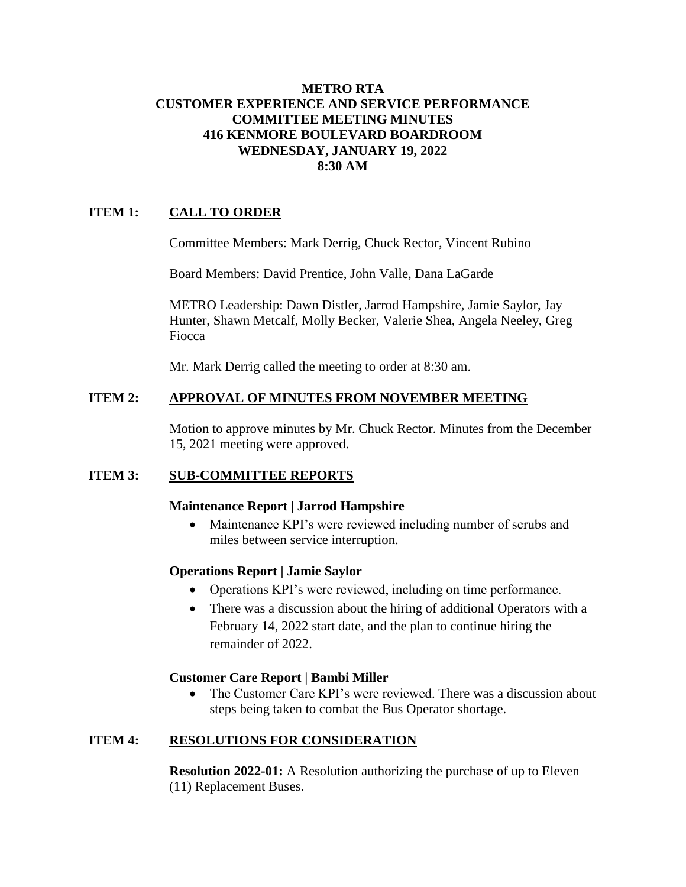# METRO RTA
# CUSTOMER EXPERIENCE AND SERVICE PERFORMANCE
# COMMITTEE MEETING MINUTES
# 416 KENMORE BOULEVARD BOARDROOM
# WEDNESDAY, JANUARY 19, 2022
# 8:30 AM

## ITEM 1: CALL TO ORDER

Committee Members: Mark Derrig, Chuck Rector, Vincent Rubino

Board Members: David Prentice, John Valle, Dana LaGarde

METRO Leadership: Dawn Distler, Jarrod Hampshire, Jamie Saylor, Jay Hunter, Shawn Metcalf, Molly Becker, Valerie Shea, Angela Neeley, Greg Fiocca

Mr. Mark Derrig called the meeting to order at 8:30 am.

## ITEM 2: APPROVAL OF MINUTES FROM NOVEMBER MEETING

Motion to approve minutes by Mr. Chuck Rector. Minutes from the December 15, 2021 meeting were approved.

## ITEM 3: SUB-COMMITTEE REPORTS

### Maintenance Report | Jarrod Hampshire

- Maintenance KPI's were reviewed including number of scrubs and miles between service interruption.

### Operations Report | Jamie Saylor

- Operations KPI's were reviewed, including on time performance.
- There was a discussion about the hiring of additional Operators with a February 14, 2022 start date, and the plan to continue hiring the remainder of 2022.

### Customer Care Report | Bambi Miller

- The Customer Care KPI's were reviewed. There was a discussion about steps being taken to combat the Bus Operator shortage.

## ITEM 4: RESOLUTIONS FOR CONSIDERATION

**Resolution 2022-01:** A Resolution authorizing the purchase of up to Eleven (11) Replacement Buses.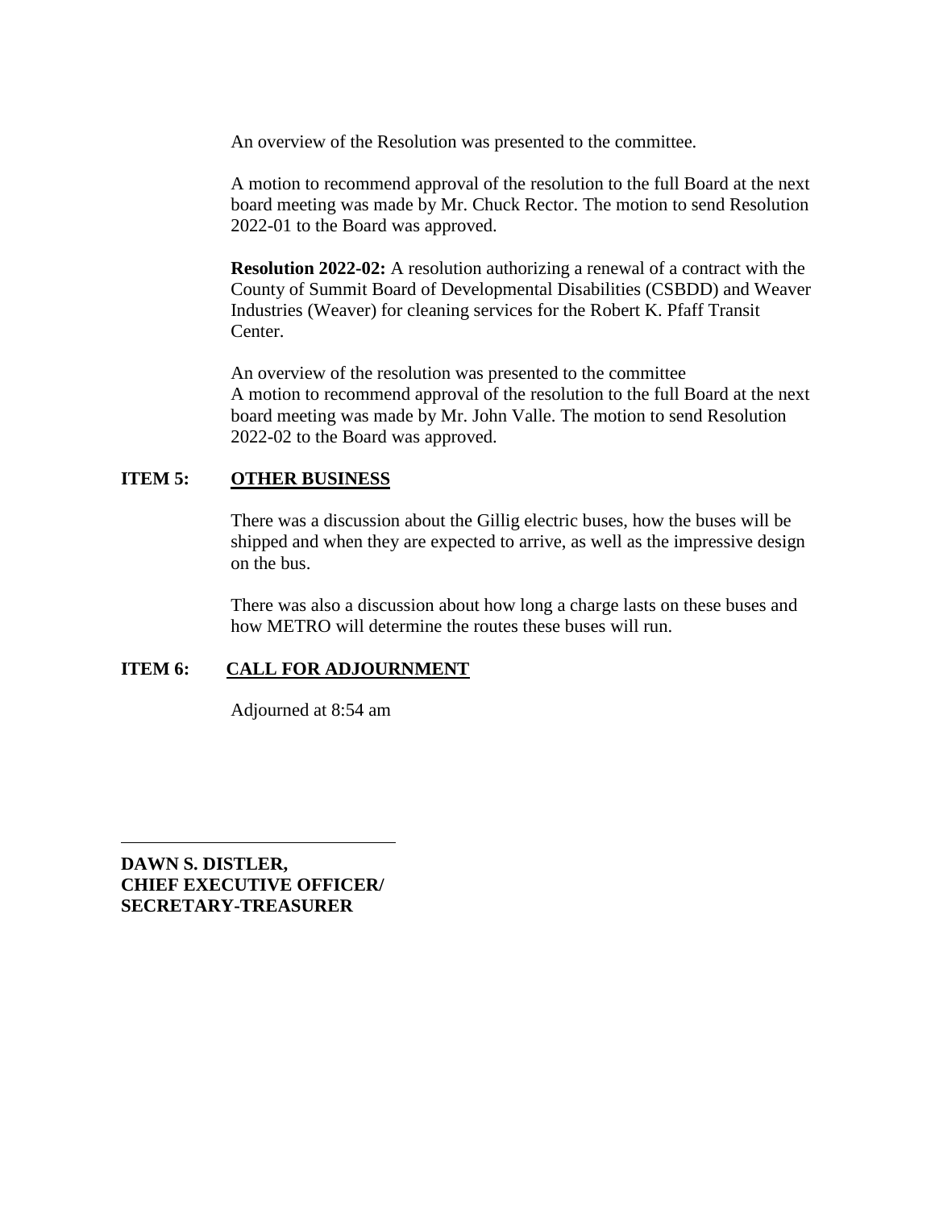An overview of the Resolution was presented to the committee.

A motion to recommend approval of the resolution to the full Board at the next board meeting was made by Mr. Chuck Rector. The motion to send Resolution 2022-01 to the Board was approved.

**Resolution 2022-02:** A resolution authorizing a renewal of a contract with the County of Summit Board of Developmental Disabilities (CSBDD) and Weaver Industries (Weaver) for cleaning services for the Robert K. Pfaff Transit Center.

An overview of the resolution was presented to the committee
A motion to recommend approval of the resolution to the full Board at the next board meeting was made by Mr. John Valle. The motion to send Resolution 2022-02 to the Board was approved.

**ITEM 5: OTHER BUSINESS**

There was a discussion about the Gillig electric buses, how the buses will be shipped and when they are expected to arrive, as well as the impressive design on the bus.

There was also a discussion about how long a charge lasts on these buses and how METRO will determine the routes these buses will run.

**ITEM 6: CALL FOR ADJOURNMENT**

Adjourned at 8:54 am

**DAWN S. DISTLER,**
**CHIEF EXECUTIVE OFFICER/**
**SECRETARY-TREASURER**